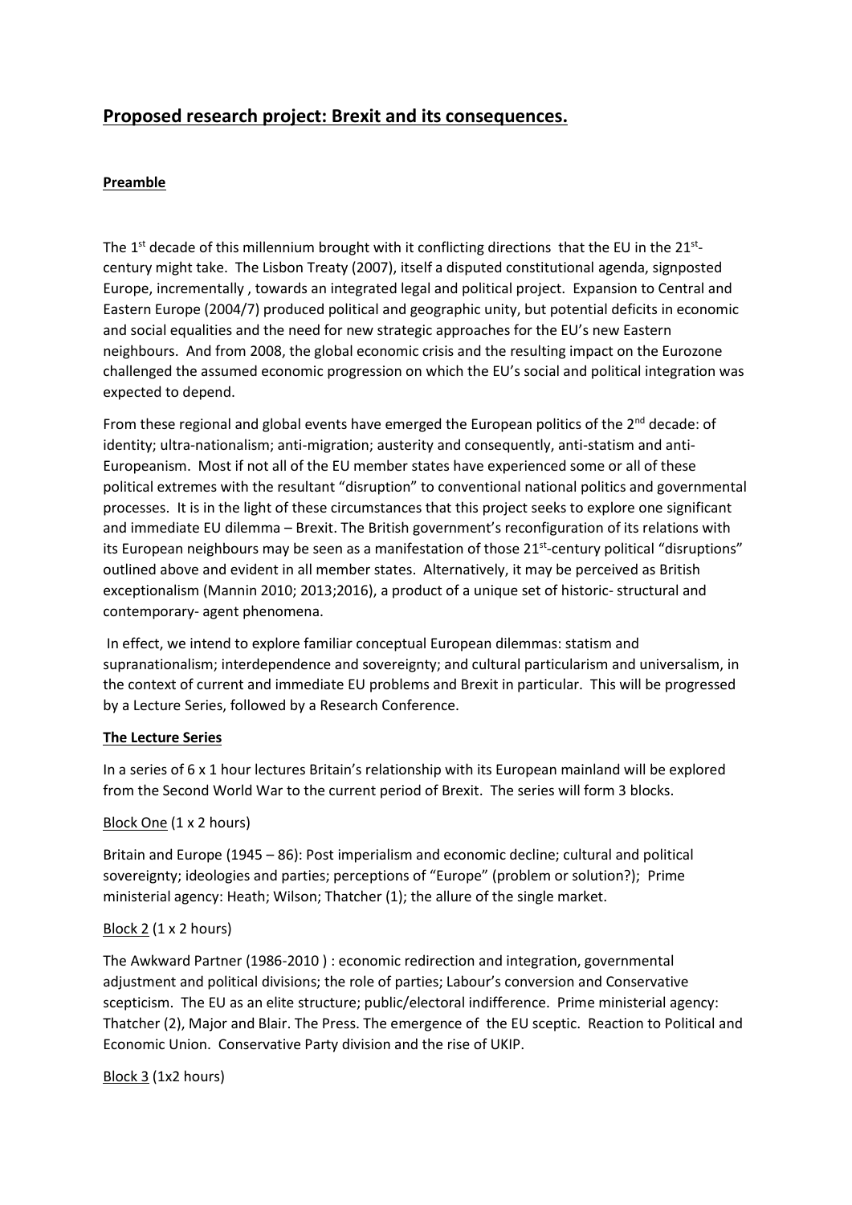# Proposed research project: Brexit and its consequences.

## Preamble

The 1st decade of this millennium brought with it conflicting directions that the EU in the 21st-century might take. The Lisbon Treaty (2007), itself a disputed constitutional agenda, signposted Europe, incrementally , towards an integrated legal and political project. Expansion to Central and Eastern Europe (2004/7) produced political and geographic unity, but potential deficits in economic and social equalities and the need for new strategic approaches for the EU's new Eastern neighbours. And from 2008, the global economic crisis and the resulting impact on the Eurozone challenged the assumed economic progression on which the EU's social and political integration was expected to depend.

From these regional and global events have emerged the European politics of the 2nd decade: of identity; ultra-nationalism; anti-migration; austerity and consequently, anti-statism and anti-Europeanism. Most if not all of the EU member states have experienced some or all of these political extremes with the resultant "disruption" to conventional national politics and governmental processes. It is in the light of these circumstances that this project seeks to explore one significant and immediate EU dilemma – Brexit. The British government's reconfiguration of its relations with its European neighbours may be seen as a manifestation of those 21st-century political "disruptions" outlined above and evident in all member states. Alternatively, it may be perceived as British exceptionalism (Mannin 2010; 2013;2016), a product of a unique set of historic- structural and contemporary- agent phenomena.

In effect, we intend to explore familiar conceptual European dilemmas: statism and supranationalism; interdependence and sovereignty; and cultural particularism and universalism, in the context of current and immediate EU problems and Brexit in particular. This will be progressed by a Lecture Series, followed by a Research Conference.

## The Lecture Series

In a series of 6 x 1 hour lectures Britain's relationship with its European mainland will be explored from the Second World War to the current period of Brexit. The series will form 3 blocks.

### Block One (1 x 2 hours)

Britain and Europe (1945 – 86): Post imperialism and economic decline; cultural and political sovereignty; ideologies and parties; perceptions of "Europe" (problem or solution?); Prime ministerial agency: Heath; Wilson; Thatcher (1); the allure of the single market.

### Block 2 (1 x 2 hours)

The Awkward Partner (1986-2010 ) : economic redirection and integration, governmental adjustment and political divisions; the role of parties; Labour's conversion and Conservative scepticism. The EU as an elite structure; public/electoral indifference. Prime ministerial agency: Thatcher (2), Major and Blair. The Press. The emergence of the EU sceptic. Reaction to Political and Economic Union. Conservative Party division and the rise of UKIP.

### Block 3 (1x2 hours)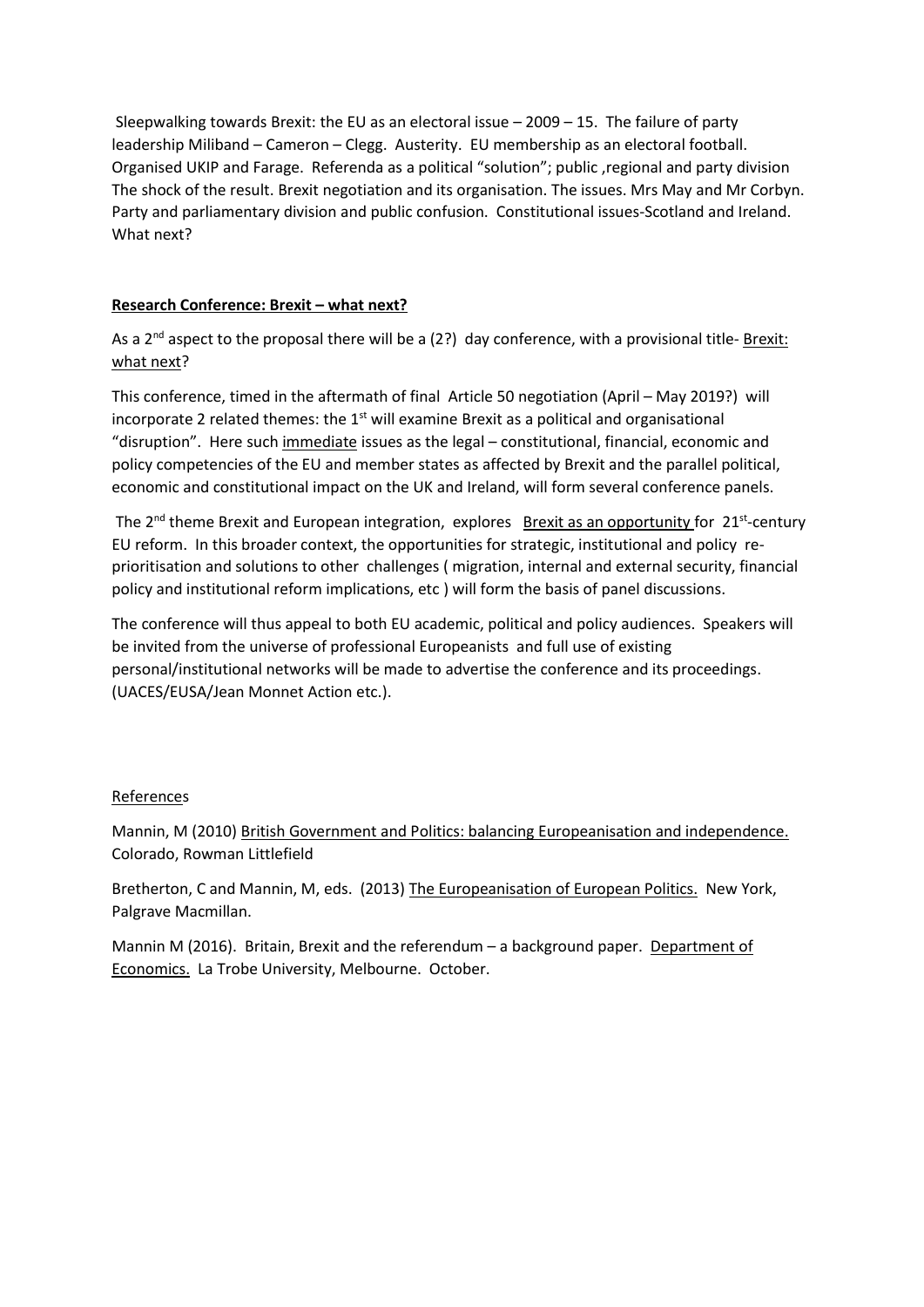Sleepwalking towards Brexit: the EU as an electoral issue – 2009 – 15. The failure of party leadership Miliband – Cameron – Clegg. Austerity. EU membership as an electoral football. Organised UKIP and Farage. Referenda as a political "solution"; public ,regional and party division The shock of the result. Brexit negotiation and its organisation. The issues. Mrs May and Mr Corbyn. Party and parliamentary division and public confusion. Constitutional issues-Scotland and Ireland. What next?

**Research Conference: Brexit – what next?**

As a 2nd aspect to the proposal there will be a (2?) day conference, with a provisional title- Brexit: what next?

This conference, timed in the aftermath of final Article 50 negotiation (April – May 2019?) will incorporate 2 related themes: the 1st will examine Brexit as a political and organisational "disruption". Here such immediate issues as the legal – constitutional, financial, economic and policy competencies of the EU and member states as affected by Brexit and the parallel political, economic and constitutional impact on the UK and Ireland, will form several conference panels.

The 2nd theme Brexit and European integration, explores Brexit as an opportunity for 21st-century EU reform. In this broader context, the opportunities for strategic, institutional and policy re-prioritisation and solutions to other challenges ( migration, internal and external security, financial policy and institutional reform implications, etc ) will form the basis of panel discussions.

The conference will thus appeal to both EU academic, political and policy audiences. Speakers will be invited from the universe of professional Europeanists and full use of existing personal/institutional networks will be made to advertise the conference and its proceedings. (UACES/EUSA/Jean Monnet Action etc.).

References

Mannin, M (2010) British Government and Politics: balancing Europeanisation and independence. Colorado, Rowman Littlefield

Bretherton, C and Mannin, M, eds. (2013) The Europeanisation of European Politics. New York, Palgrave Macmillan.

Mannin M (2016). Britain, Brexit and the referendum – a background paper. Department of Economics. La Trobe University, Melbourne. October.